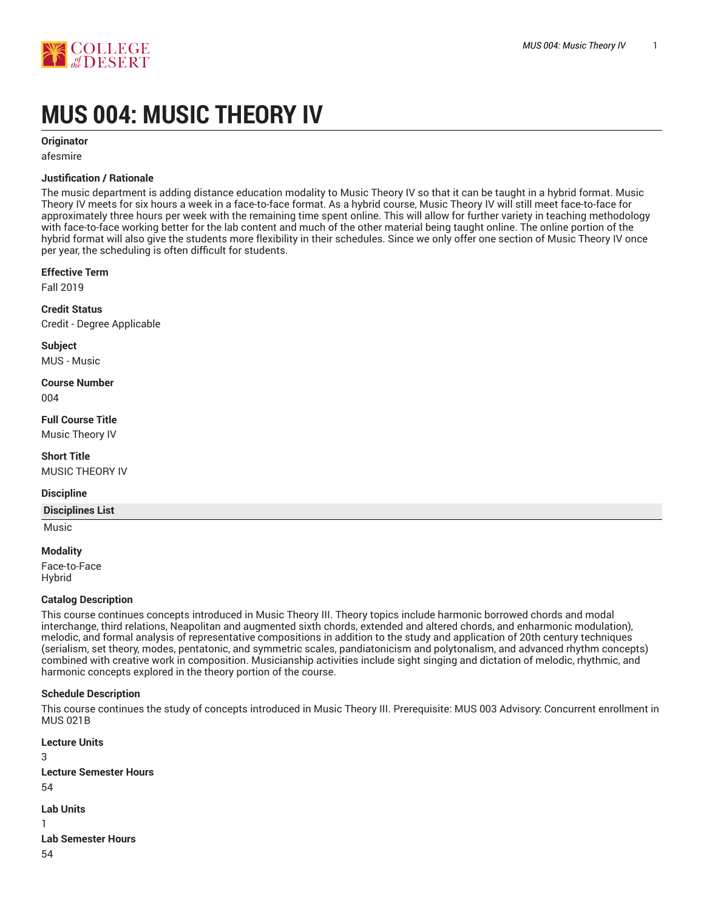# MUS 004: MUSIC THEORY IV

**Originator**

afesmire

**Justification / Rationale**

The music department is adding distance education modality to Music Theory IV so that it can be taught in a hybrid format. Music Theory IV meets for six hours a week in a face-to-face format. As a hybrid course, Music Theory IV will still meet face-to-face for approximately three hours per week with the remaining time spent online. This will allow for further variety in teaching methodology with face-to-face working better for the lab content and much of the other material being taught online. The online portion of the hybrid format will also give the students more flexibility in their schedules. Since we only offer one section of Music Theory IV once per year, the scheduling is often difficult for students.

**Effective Term**

Fall 2019

**Credit Status**

Credit - Degree Applicable

**Subject**

MUS - Music

**Course Number**

004

**Full Course Title**

Music Theory IV

**Short Title**

MUSIC THEORY IV

**Discipline**

| Disciplines List |
| --- |
| Music |

**Modality**

Face-to-Face
Hybrid

**Catalog Description**

This course continues concepts introduced in Music Theory III. Theory topics include harmonic borrowed chords and modal interchange, third relations, Neapolitan and augmented sixth chords, extended and altered chords, and enharmonic modulation), melodic, and formal analysis of representative compositions in addition to the study and application of 20th century techniques (serialism, set theory, modes, pentatonic, and symmetric scales, pandiatonicism and polytonalism, and advanced rhythm concepts) combined with creative work in composition. Musicianship activities include sight singing and dictation of melodic, rhythmic, and harmonic concepts explored in the theory portion of the course.

**Schedule Description**

This course continues the study of concepts introduced in Music Theory III. Prerequisite: MUS 003 Advisory: Concurrent enrollment in MUS 021B

**Lecture Units**

3

**Lecture Semester Hours**

54

**Lab Units**

1

**Lab Semester Hours**

54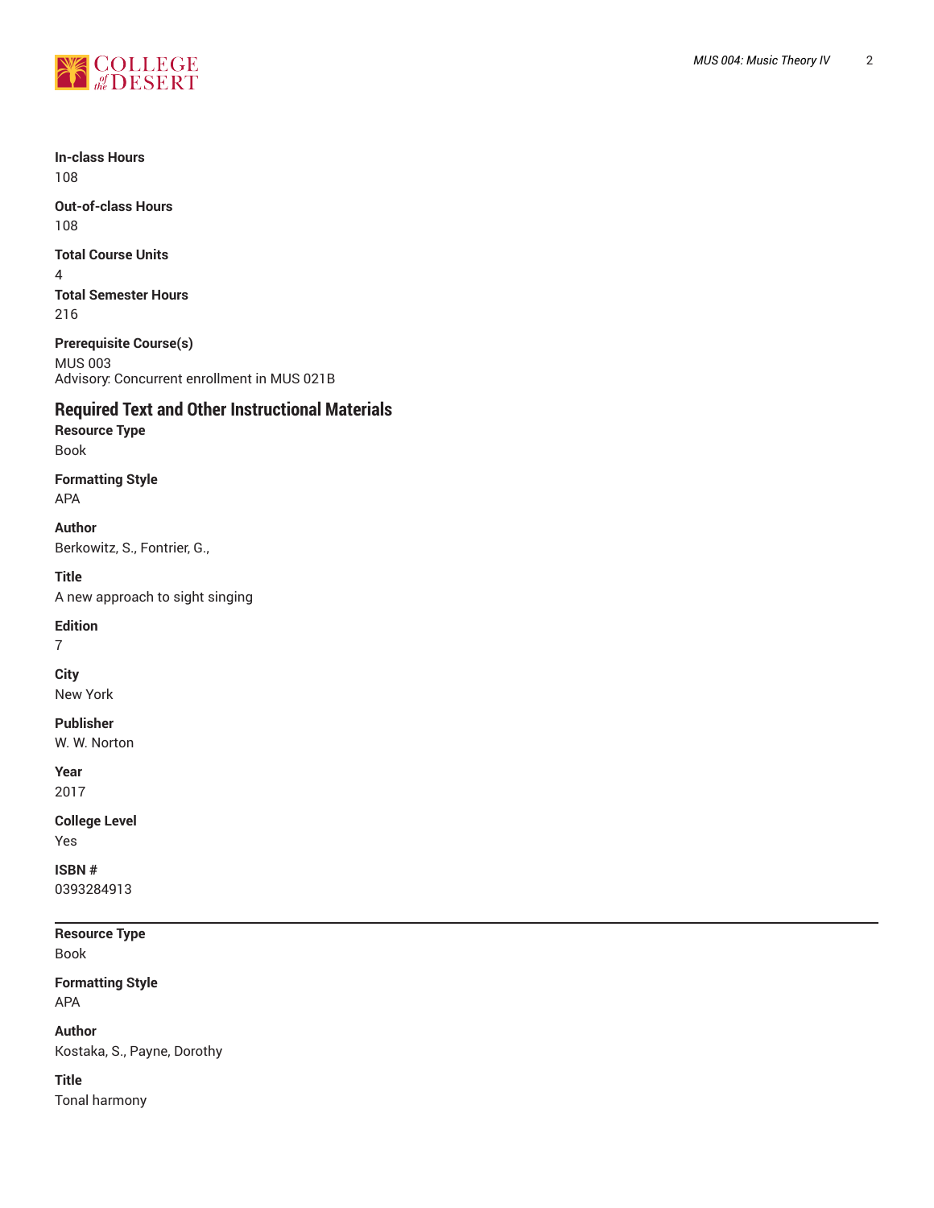**In-class Hours**
108

**Out-of-class Hours**
108

**Total Course Units**
4

**Total Semester Hours**
216

**Prerequisite Course(s)**
MUS 003
Advisory: Concurrent enrollment in MUS 021B

## Required Text and Other Instructional Materials

**Resource Type**
Book

**Formatting Style**
APA

**Author**
Berkowitz, S., Fontrier, G.,

**Title**
A new approach to sight singing

**Edition**
7

**City**
New York

**Publisher**
W. W. Norton

**Year**
2017

**College Level**
Yes

**ISBN #**
0393284913

---

**Resource Type**
Book

**Formatting Style**
APA

**Author**
Kostaka, S., Payne, Dorothy

**Title**
Tonal harmony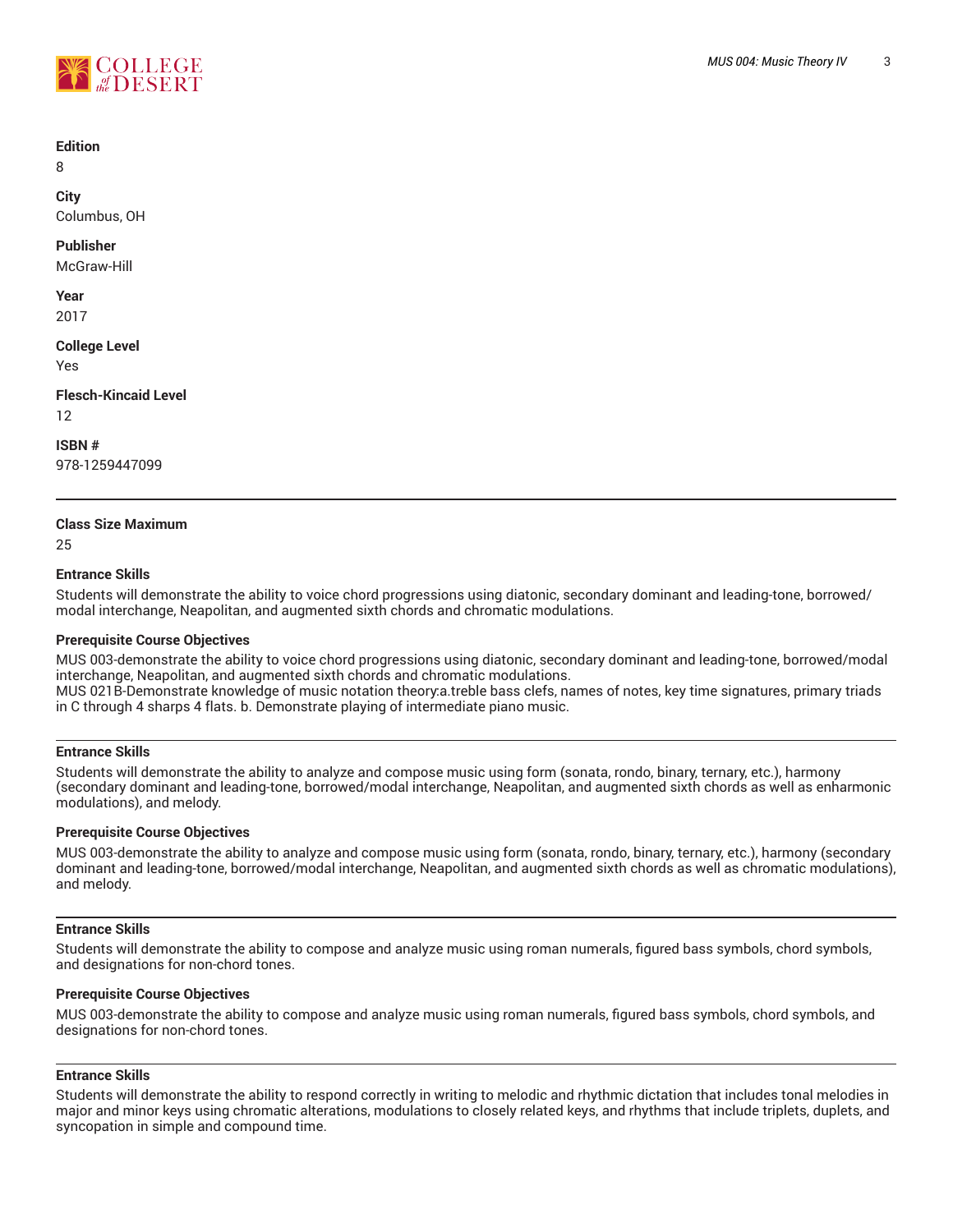**Edition**
8

**City**
Columbus, OH

**Publisher**
McGraw-Hill

**Year**
2017

**College Level**
Yes

**Flesch-Kincaid Level**
12

**ISBN #**
978-1259447099

---

**Class Size Maximum**
25

**Entrance Skills**
Students will demonstrate the ability to voice chord progressions using diatonic, secondary dominant and leading-tone, borrowed/modal interchange, Neapolitan, and augmented sixth chords and chromatic modulations.

**Prerequisite Course Objectives**
MUS 003-demonstrate the ability to voice chord progressions using diatonic, secondary dominant and leading-tone, borrowed/modal interchange, Neapolitan, and augmented sixth chords and chromatic modulations.
MUS 021B-Demonstrate knowledge of music notation theory:a.treble bass clefs, names of notes, key time signatures, primary triads in C through 4 sharps 4 flats. b. Demonstrate playing of intermediate piano music.

---

**Entrance Skills**
Students will demonstrate the ability to analyze and compose music using form (sonata, rondo, binary, ternary, etc.), harmony (secondary dominant and leading-tone, borrowed/modal interchange, Neapolitan, and augmented sixth chords as well as enharmonic modulations), and melody.

**Prerequisite Course Objectives**
MUS 003-demonstrate the ability to analyze and compose music using form (sonata, rondo, binary, ternary, etc.), harmony (secondary dominant and leading-tone, borrowed/modal interchange, Neapolitan, and augmented sixth chords as well as chromatic modulations), and melody.

---

**Entrance Skills**
Students will demonstrate the ability to compose and analyze music using roman numerals, figured bass symbols, chord symbols, and designations for non-chord tones.

**Prerequisite Course Objectives**
MUS 003-demonstrate the ability to compose and analyze music using roman numerals, figured bass symbols, chord symbols, and designations for non-chord tones.

---

**Entrance Skills**
Students will demonstrate the ability to respond correctly in writing to melodic and rhythmic dictation that includes tonal melodies in major and minor keys using chromatic alterations, modulations to closely related keys, and rhythms that include triplets, duplets, and syncopation in simple and compound time.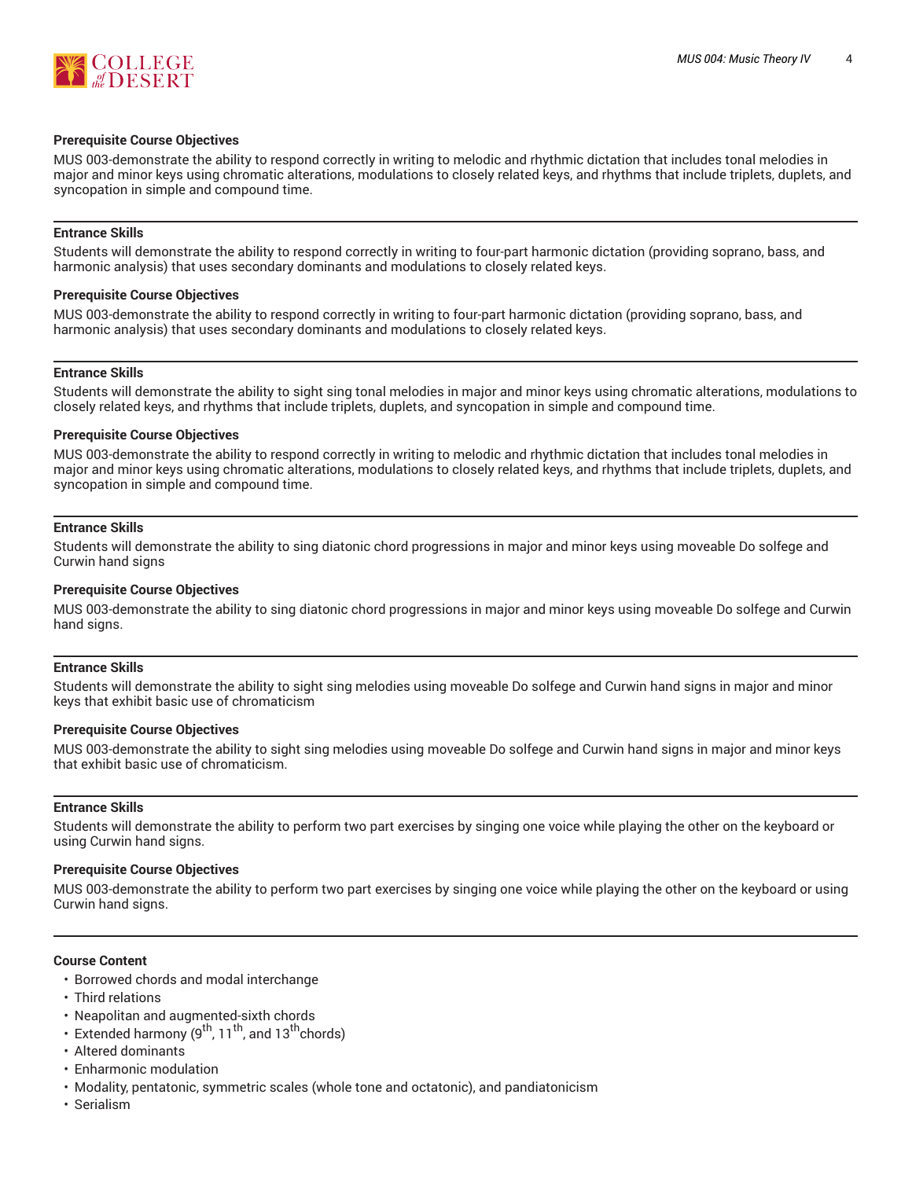#### Prerequisite Course Objectives

MUS 003-demonstrate the ability to respond correctly in writing to melodic and rhythmic dictation that includes tonal melodies in major and minor keys using chromatic alterations, modulations to closely related keys, and rhythms that include triplets, duplets, and syncopation in simple and compound time.

---

#### Entrance Skills

Students will demonstrate the ability to respond correctly in writing to four-part harmonic dictation (providing soprano, bass, and harmonic analysis) that uses secondary dominants and modulations to closely related keys.

#### Prerequisite Course Objectives

MUS 003-demonstrate the ability to respond correctly in writing to four-part harmonic dictation (providing soprano, bass, and harmonic analysis) that uses secondary dominants and modulations to closely related keys.

---

#### Entrance Skills

Students will demonstrate the ability to sight sing tonal melodies in major and minor keys using chromatic alterations, modulations to closely related keys, and rhythms that include triplets, duplets, and syncopation in simple and compound time.

#### Prerequisite Course Objectives

MUS 003-demonstrate the ability to respond correctly in writing to melodic and rhythmic dictation that includes tonal melodies in major and minor keys using chromatic alterations, modulations to closely related keys, and rhythms that include triplets, duplets, and syncopation in simple and compound time.

---

#### Entrance Skills

Students will demonstrate the ability to sing diatonic chord progressions in major and minor keys using moveable Do solfege and Curwin hand signs

#### Prerequisite Course Objectives

MUS 003-demonstrate the ability to sing diatonic chord progressions in major and minor keys using moveable Do solfege and Curwin hand signs.

---

#### Entrance Skills

Students will demonstrate the ability to sight sing melodies using moveable Do solfege and Curwin hand signs in major and minor keys that exhibit basic use of chromaticism

#### Prerequisite Course Objectives

MUS 003-demonstrate the ability to sight sing melodies using moveable Do solfege and Curwin hand signs in major and minor keys that exhibit basic use of chromaticism.

---

#### Entrance Skills

Students will demonstrate the ability to perform two part exercises by singing one voice while playing the other on the keyboard or using Curwin hand signs.

#### Prerequisite Course Objectives

MUS 003-demonstrate the ability to perform two part exercises by singing one voice while playing the other on the keyboard or using Curwin hand signs.

---

#### Course Content

- Borrowed chords and modal interchange
- Third relations
- Neapolitan and augmented-sixth chords
- Extended harmony (9th, 11th, and 13th chords)
- Altered dominants
- Enharmonic modulation
- Modality, pentatonic, symmetric scales (whole tone and octatonic), and pandiatonicism
- Serialism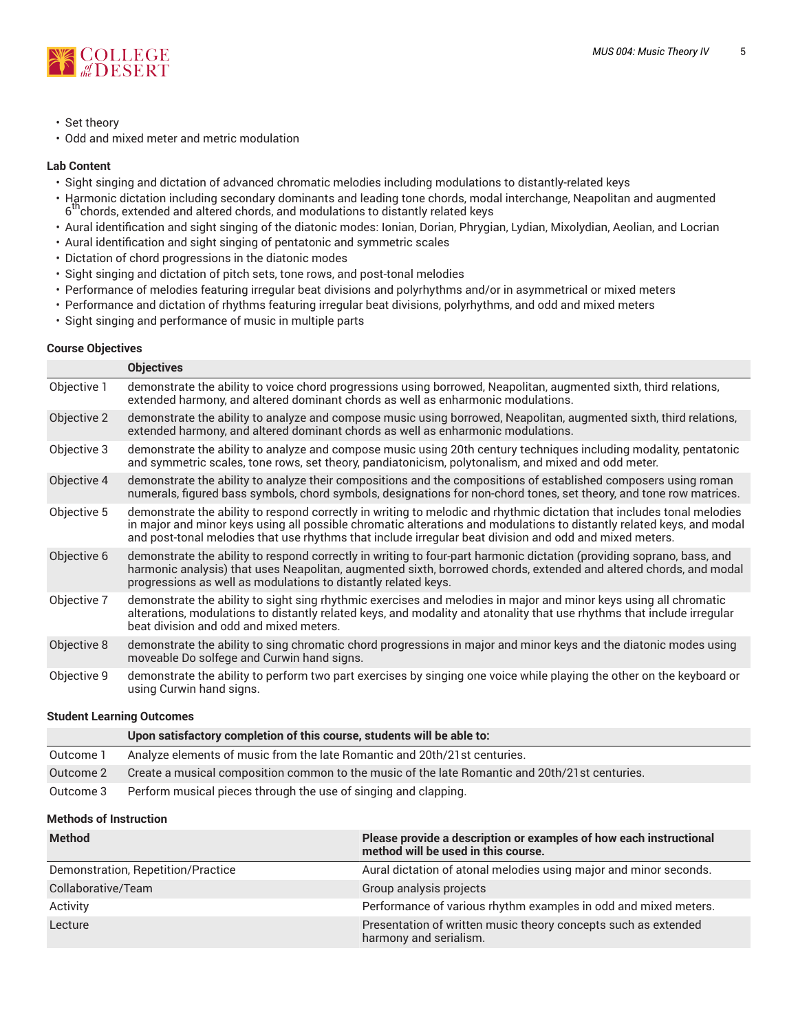- Set theory
- Odd and mixed meter and metric modulation

**Lab Content**

- Sight singing and dictation of advanced chromatic melodies including modulations to distantly-related keys
- Harmonic dictation including secondary dominants and leading tone chords, modal interchange, Neapolitan and augmented $6^{th}$ chords, extended and altered chords, and modulations to distantly related keys
- Aural identification and sight singing of the diatonic modes: Ionian, Dorian, Phrygian, Lydian, Mixolydian, Aeolian, and Locrian
- Aural identification and sight singing of pentatonic and symmetric scales
- Dictation of chord progressions in the diatonic modes
- Sight singing and dictation of pitch sets, tone rows, and post-tonal melodies
- Performance of melodies featuring irregular beat divisions and polyrhythms and/or in asymmetrical or mixed meters
- Performance and dictation of rhythms featuring irregular beat divisions, polyrhythms, and odd and mixed meters
- Sight singing and performance of music in multiple parts

**Course Objectives**

| | Objectives |
|---|---|
| Objective 1 | demonstrate the ability to voice chord progressions using borrowed, Neapolitan, augmented sixth, third relations, extended harmony, and altered dominant chords as well as enharmonic modulations. |
| Objective 2 | demonstrate the ability to analyze and compose music using borrowed, Neapolitan, augmented sixth, third relations, extended harmony, and altered dominant chords as well as enharmonic modulations. |
| Objective 3 | demonstrate the ability to analyze and compose music using 20th century techniques including modality, pentatonic and symmetric scales, tone rows, set theory, pandiatonicism, polytonalism, and mixed and odd meter. |
| Objective 4 | demonstrate the ability to analyze their compositions and the compositions of established composers using roman numerals, figured bass symbols, chord symbols, designations for non-chord tones, set theory, and tone row matrices. |
| Objective 5 | demonstrate the ability to respond correctly in writing to melodic and rhythmic dictation that includes tonal melodies in major and minor keys using all possible chromatic alterations and modulations to distantly related keys, and modal and post-tonal melodies that use rhythms that include irregular beat division and odd and mixed meters. |
| Objective 6 | demonstrate the ability to respond correctly in writing to four-part harmonic dictation (providing soprano, bass, and harmonic analysis) that uses Neapolitan, augmented sixth, borrowed chords, extended and altered chords, and modal progressions as well as modulations to distantly related keys. |
| Objective 7 | demonstrate the ability to sight sing rhythmic exercises and melodies in major and minor keys using all chromatic alterations, modulations to distantly related keys, and modality and atonality that use rhythms that include irregular beat division and odd and mixed meters. |
| Objective 8 | demonstrate the ability to sing chromatic chord progressions in major and minor keys and the diatonic modes using moveable Do solfege and Curwin hand signs. |
| Objective 9 | demonstrate the ability to perform two part exercises by singing one voice while playing the other on the keyboard or using Curwin hand signs. |

**Student Learning Outcomes**

| | Upon satisfactory completion of this course, students will be able to: |
|---|---|
| Outcome 1 | Analyze elements of music from the late Romantic and 20th/21st centuries. |
| Outcome 2 | Create a musical composition common to the music of the late Romantic and 20th/21st centuries. |
| Outcome 3 | Perform musical pieces through the use of singing and clapping. |

**Methods of Instruction**

| Method | Please provide a description or examples of how each instructional method will be used in this course. |
|---|---|
| Demonstration, Repetition/Practice | Aural dictation of atonal melodies using major and minor seconds. |
| Collaborative/Team | Group analysis projects |
| Activity | Performance of various rhythm examples in odd and mixed meters. |
| Lecture | Presentation of written music theory concepts such as extended harmony and serialism. |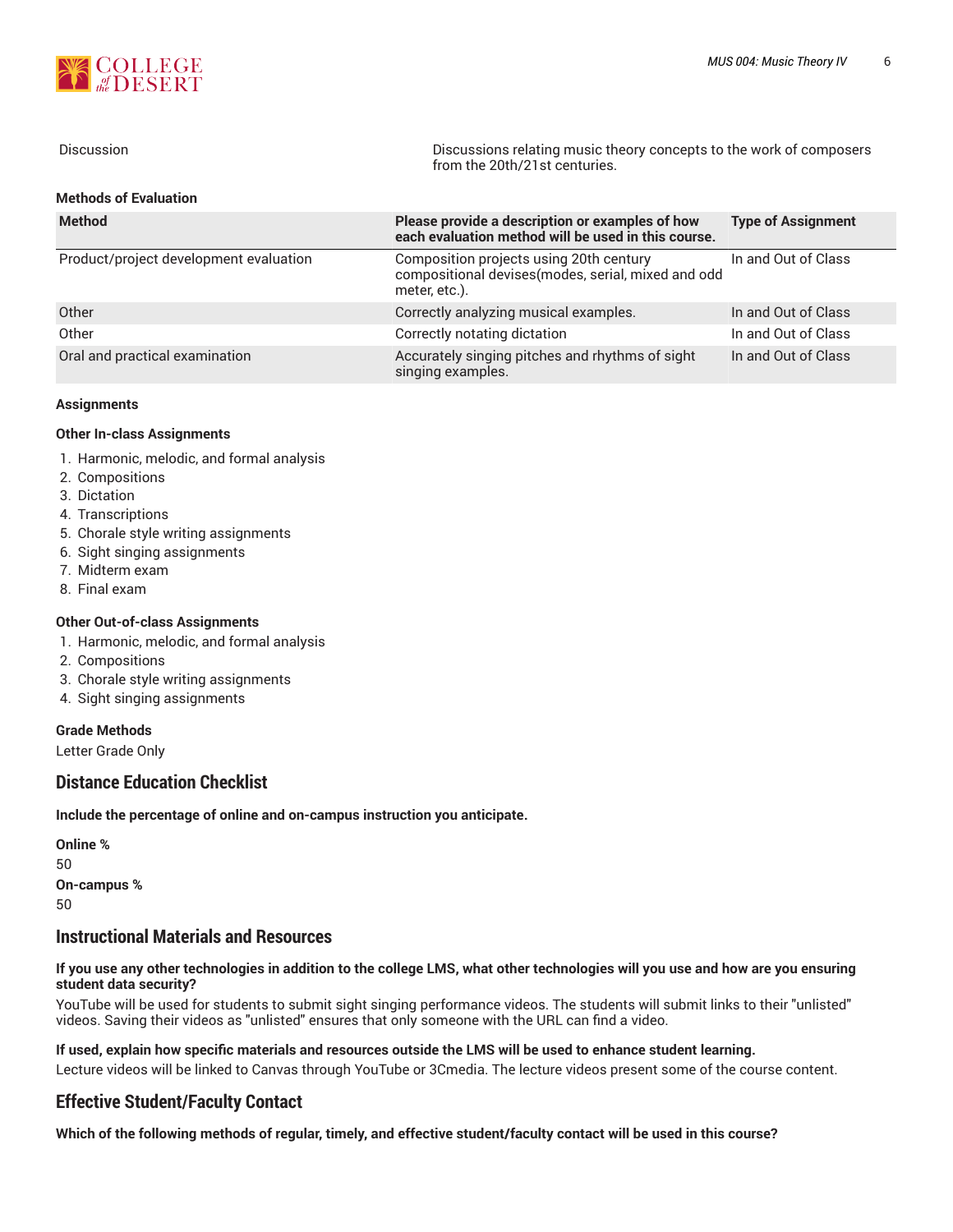| Discussion | Discussions relating music theory concepts to the work of composers from the 20th/21st centuries. |
|---|---|

**Methods of Evaluation**

| Method | Please provide a description or examples of how each evaluation method will be used in this course. | Type of Assignment |
|---|---|---|
| Product/project development evaluation | Composition projects using 20th century compositional devises(modes, serial, mixed and odd meter, etc.). | In and Out of Class |
| Other | Correctly analyzing musical examples. | In and Out of Class |
| Other | Correctly notating dictation | In and Out of Class |
| Oral and practical examination | Accurately singing pitches and rhythms of sight singing examples. | In and Out of Class |

**Assignments**

**Other In-class Assignments**

1. Harmonic, melodic, and formal analysis
2. Compositions
3. Dictation
4. Transcriptions
5. Chorale style writing assignments
6. Sight singing assignments
7. Midterm exam
8. Final exam

**Other Out-of-class Assignments**

1. Harmonic, melodic, and formal analysis
2. Compositions
3. Chorale style writing assignments
4. Sight singing assignments

**Grade Methods**

Letter Grade Only

## Distance Education Checklist

**Include the percentage of online and on-campus instruction you anticipate.**

**Online %**

50

**On-campus %**

50

## Instructional Materials and Resources

**If you use any other technologies in addition to the college LMS, what other technologies will you use and how are you ensuring student data security?**

YouTube will be used for students to submit sight singing performance videos. The students will submit links to their "unlisted" videos. Saving their videos as "unlisted" ensures that only someone with the URL can find a video.

**If used, explain how specific materials and resources outside the LMS will be used to enhance student learning.**

Lecture videos will be linked to Canvas through YouTube or 3Cmedia. The lecture videos present some of the course content.

## Effective Student/Faculty Contact

**Which of the following methods of regular, timely, and effective student/faculty contact will be used in this course?**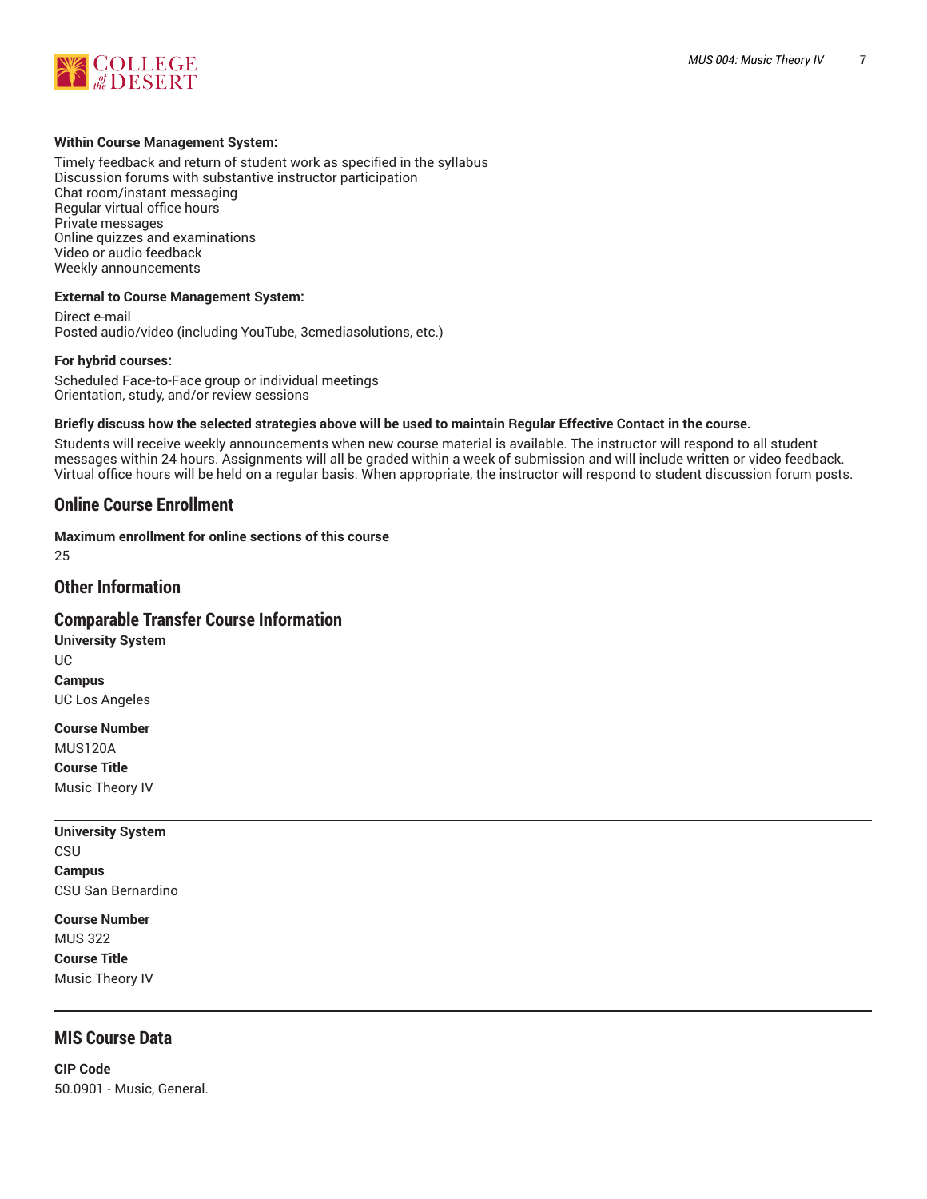**Within Course Management System:**

Timely feedback and return of student work as specified in the syllabus
Discussion forums with substantive instructor participation
Chat room/instant messaging
Regular virtual office hours
Private messages
Online quizzes and examinations
Video or audio feedback
Weekly announcements

**External to Course Management System:**

Direct e-mail
Posted audio/video (including YouTube, 3cmediasolutions, etc.)

**For hybrid courses:**

Scheduled Face-to-Face group or individual meetings
Orientation, study, and/or review sessions

**Briefly discuss how the selected strategies above will be used to maintain Regular Effective Contact in the course.**

Students will receive weekly announcements when new course material is available. The instructor will respond to all student messages within 24 hours. Assignments will all be graded within a week of submission and will include written or video feedback. Virtual office hours will be held on a regular basis. When appropriate, the instructor will respond to student discussion forum posts.

## Online Course Enrollment

**Maximum enrollment for online sections of this course**

25

## Other Information

## Comparable Transfer Course Information

**University System**

UC

**Campus**

UC Los Angeles

**Course Number**

MUS120A

**Course Title**

Music Theory IV

---

**University System**

CSU

**Campus**

CSU San Bernardino

**Course Number**

MUS 322

**Course Title**

Music Theory IV

---

## MIS Course Data

**CIP Code**

50.0901 - Music, General.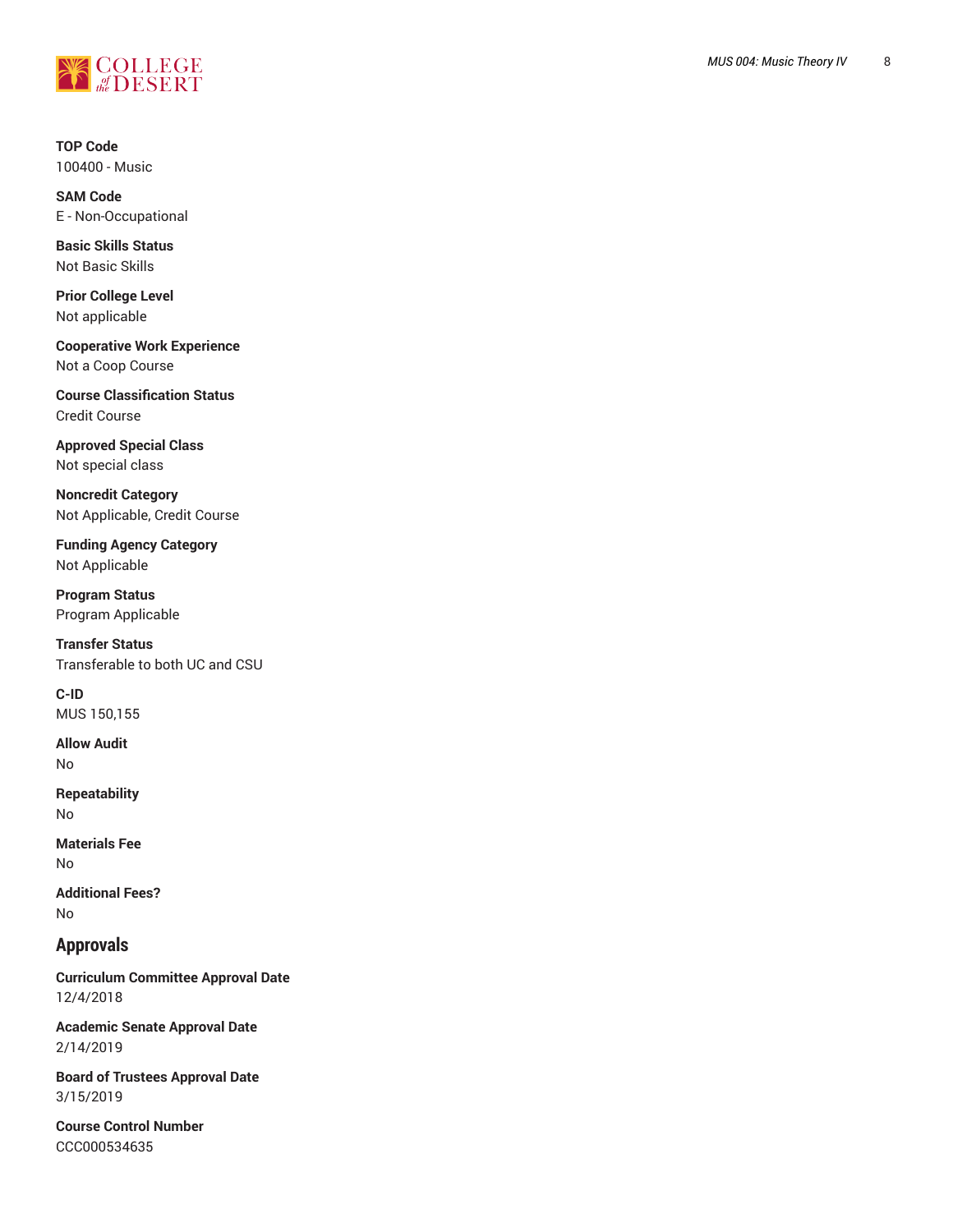**TOP Code**
100400 - Music

**SAM Code**
E - Non-Occupational

**Basic Skills Status**
Not Basic Skills

**Prior College Level**
Not applicable

**Cooperative Work Experience**
Not a Coop Course

**Course Classification Status**
Credit Course

**Approved Special Class**
Not special class

**Noncredit Category**
Not Applicable, Credit Course

**Funding Agency Category**
Not Applicable

**Program Status**
Program Applicable

**Transfer Status**
Transferable to both UC and CSU

**C-ID**
MUS 150,155

**Allow Audit**
No

**Repeatability**
No

**Materials Fee**
No

**Additional Fees?**
No

## Approvals

**Curriculum Committee Approval Date**
12/4/2018

**Academic Senate Approval Date**
2/14/2019

**Board of Trustees Approval Date**
3/15/2019

**Course Control Number**
CCC000534635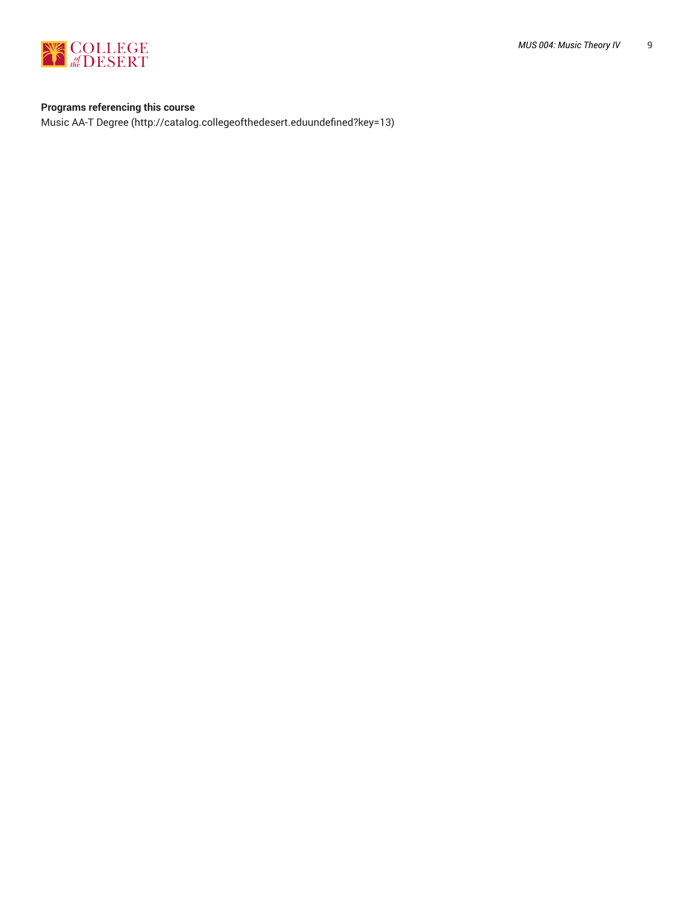**Programs referencing this course**

Music AA-T Degree (http://catalog.collegeofthedesert.eduundefined?key=13)